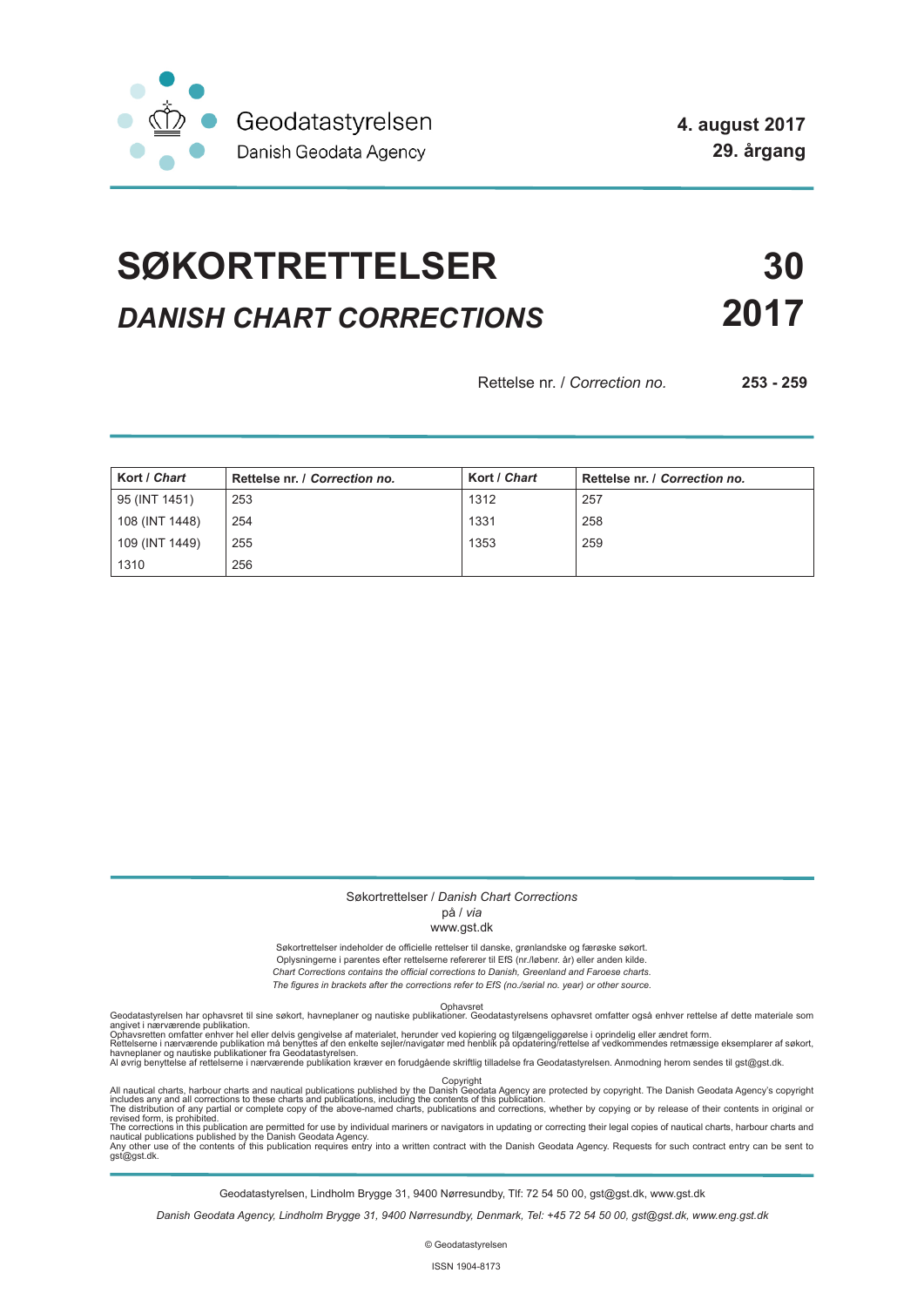Geodatastyrelsen
Danish Geodata Agency

**4. august 2017**
**29. årgang**

# SØKORTRETTELSER 30
# *DANISH CHART CORRECTIONS* 2017

Rettelse nr. / *Correction no.* **253 - 259**

| Kort / *Chart* | Rettelse nr. / *Correction no.* | Kort / *Chart* | Rettelse nr. / *Correction no.* |
|---|---|---|---|
| 95 (INT 1451) | 253 | 1312 | 257 |
| 108 (INT 1448) | 254 | 1331 | 258 |
| 109 (INT 1449) | 255 | 1353 | 259 |
| 1310 | 256 | | |

Søkortrettelser / *Danish Chart Corrections*
på / *via*
www.gst.dk

Søkortrettelser indeholder de officielle rettelser til danske, grønlandske og færøske søkort.
Oplysningerne i parentes efter rettelserne refererer til EfS (nr./løbenr. år) eller anden kilde.
*Chart Corrections contains the official corrections to Danish, Greenland and Faroese charts.*
*The figures in brackets after the corrections refer to EfS (no./serial no. year) or other source.*

Ophavsret
Geodatastyrelsen har ophavsret til sine søkort, havneplaner og nautiske publikationer. Geodatastyrelsens ophavsret omfatter også enhver rettelse af dette materiale som angivet i nærværende publikation.
Ophavsretten omfatter enhver hel eller delvis gengivelse af materialet, herunder ved kopiering og tilgængeliggørelse i oprindelig eller ændret form.
Rettelserne i nærværende publikation må benyttes af den enkelte sejler/navigatør med henblik på opdatering/rettelse af vedkommendes retmæssige eksemplarer af søkort, havneplaner og nautiske publikationer fra Geodatastyrelsen.
Al øvrig benyttelse af rettelserne i nærværende publikation kræver en forudgående skriftlig tilladelse fra Geodatastyrelsen. Anmodning herom sendes til gst@gst.dk.

Copyright
All nautical charts, harbour charts and nautical publications published by the Danish Geodata Agency are protected by copyright. The Danish Geodata Agency's copyright includes any and all corrections to these charts and publications, including the contents of this publication.
The distribution of any partial or complete copy of the above-named charts, publications and corrections, whether by copying or by release of their contents in original or revised form, is prohibited.
The corrections in this publication are permitted for use by individual mariners or navigators in updating or correcting their legal copies of nautical charts, harbour charts and nautical publications published by the Danish Geodata Agency.
Any other use of the contents of this publication requires entry into a written contract with the Danish Geodata Agency. Requests for such contract entry can be sent to gst@gst.dk.

Geodatastyrelsen, Lindholm Brygge 31, 9400 Nørresundby, Tlf: 72 54 50 00, gst@gst.dk, www.gst.dk

*Danish Geodata Agency, Lindholm Brygge 31, 9400 Nørresundby, Denmark, Tel: +45 72 54 50 00, gst@gst.dk, www.eng.gst.dk*

© Geodatastyrelsen

ISSN 1904-8173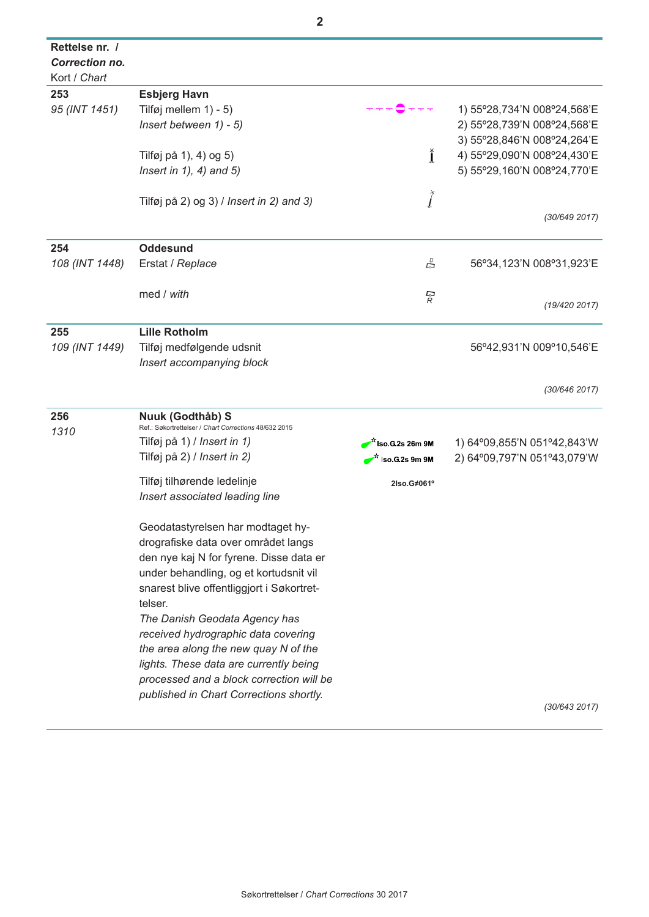| **Rettelse nr. /** ***Correction no.*** Kort / *Chart* | | | |
|---|---|---|---|
| **253** *95 (INT 1451)* | **Esbjerg Havn** Tilføj mellem 1) - 5) *Insert between 1) - 5)* | | 1) 55°28,734'N 008°24,568'E 2) 55°28,739'N 008°24,568'E 3) 55°28,846'N 008°24,264'E 4) 55°29,090'N 008°24,430'E 5) 55°29,160'N 008°24,770'E |
| | Tilføj på 1), 4) og 5) *Insert in 1), 4) and 5)* | | |
| | Tilføj på 2) og 3) / *Insert in 2) and 3)* | | *(30/649 2017)* |
| **254** *108 (INT 1448)* | **Oddesund** Erstat / *Replace* | | 56°34,123'N 008°31,923'E |
| | med / *with* | R | *(19/420 2017)* |
| **255** *109 (INT 1449)* | **Lille Rotholm** Tilføj medfølgende udsnit *Insert accompanying block* | | 56°42,931'N 009°10,546'E *(30/646 2017)* |
| **256** *1310* | **Nuuk (Godthåb) S** Ref.: Søkortrettelser / *Chart Corrections* 48/632 2015 | | |
| | Tilføj på 1) / *Insert in 1)* | Iso.G.2s 26m 9M | 1) 64°09,855'N 051°42,843'W |
| | Tilføj på 2) / *Insert in 2)* | Iso.G.2s 9m 9M | 2) 64°09,797'N 051°43,079'W |
| | Tilføj tilhørende ledelinje *Insert associated leading line* | 2Iso.G≠061° | |
| | Geodatastyrelsen har modtaget hydrografiske data over området langs den nye kaj N for fyrene. Disse data er under behandling, og et kortudsnit vil snarest blive offentliggjort i Søkortrettelser. *The Danish Geodata Agency has received hydrographic data covering the area along the new quay N of the lights. These data are currently being processed and a block correction will be published in Chart Corrections shortly.* | | *(30/643 2017)* |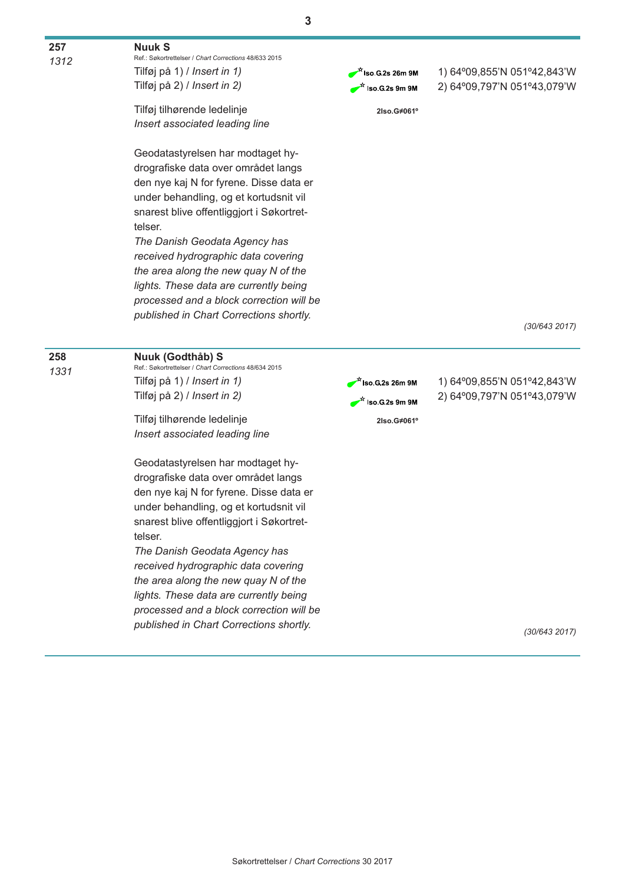**257** *1312*

**Nuuk S**

Ref.: Søkortrettelser / *Chart Corrections* 48/633 2015

| | | |
|---|---|---|
| Tilføj på 1) / *Insert in 1)* | Iso.G.2s 26m 9M | 1) 64º09,855'N 051º42,843'W |
| Tilføj på 2) / *Insert in 2)* | Iso.G.2s 9m 9M | 2) 64º09,797'N 051º43,079'W |
| Tilføj tilhørende ledelinje *Insert associated leading line* | 2Iso.G≠061º | |

Geodatastyrelsen har modtaget hydrografiske data over området langs den nye kaj N for fyrene. Disse data er under behandling, og et kortudsnit vil snarest blive offentliggjort i Søkortrettelser.

*The Danish Geodata Agency has received hydrographic data covering the area along the new quay N of the lights. These data are currently being processed and a block correction will be published in Chart Corrections shortly.*

*(30/643 2017)*

---

**258** *1331*

**Nuuk (Godthåb) S**

Ref.: Søkortrettelser / *Chart Corrections* 48/634 2015

| | | |
|---|---|---|
| Tilføj på 1) / *Insert in 1)* | Iso.G.2s 26m 9M | 1) 64º09,855'N 051º42,843'W |
| Tilføj på 2) / *Insert in 2)* | Iso.G.2s 9m 9M | 2) 64º09,797'N 051º43,079'W |
| Tilføj tilhørende ledelinje *Insert associated leading line* | 2Iso.G≠061º | |

Geodatastyrelsen har modtaget hydrografiske data over området langs den nye kaj N for fyrene. Disse data er under behandling, og et kortudsnit vil snarest blive offentliggjort i Søkortrettelser.

*The Danish Geodata Agency has received hydrographic data covering the area along the new quay N of the lights. These data are currently being processed and a block correction will be published in Chart Corrections shortly.*

*(30/643 2017)*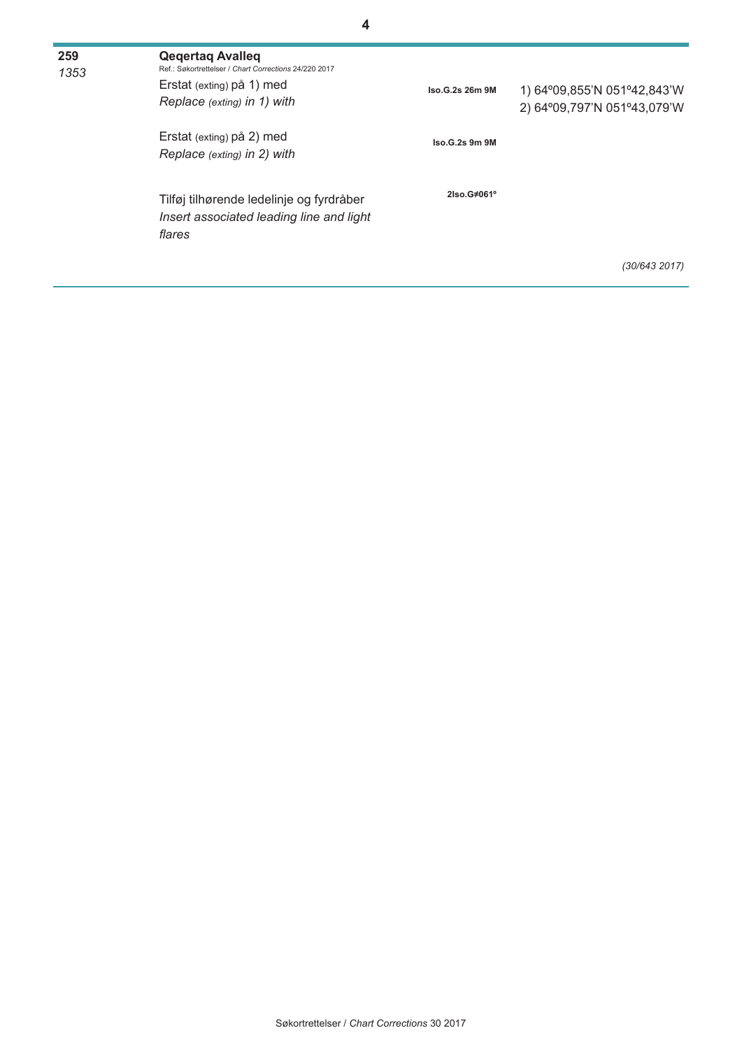**259**
*1353*

**Qeqertaq Avalleq**
Ref.: Søkortrettelser / *Chart Corrections* 24/220 2017

| | | |
|---|---|---|
| Erstat (exting) på 1) med<br>*Replace (exting) in 1) with* | **Iso.G.2s 26m 9M** | 1) 64º09,855'N 051º42,843'W<br>2) 64º09,797'N 051º43,079'W |
| Erstat (exting) på 2) med<br>*Replace (exting) in 2) with* | **Iso.G.2s 9m 9M** | |
| Tilføj tilhørende ledelinje og fyrdråber<br>*Insert associated leading line and light flares* | **2Iso.G≠061º** | |

*(30/643 2017)*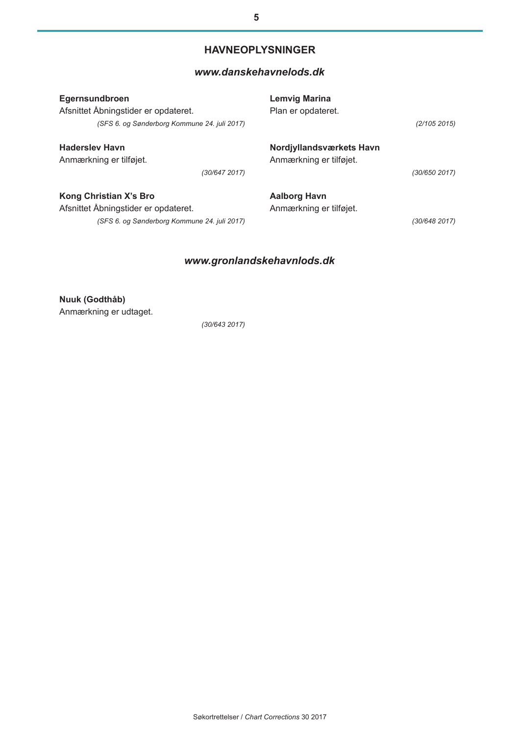# HAVNEOPLYSNINGER

## *www.danskehavnelods.dk*

**Egernsundbroen**
Afsnittet Åbningstider er opdateret.

*(SFS 6. og Sønderborg Kommune 24. juli 2017)*

**Haderslev Havn**
Anmærkning er tilføjet.

*(30/647 2017)*

**Kong Christian X's Bro**
Afsnittet Åbningstider er opdateret.

*(SFS 6. og Sønderborg Kommune 24. juli 2017)*

**Lemvig Marina**
Plan er opdateret.

*(2/105 2015)*

**Nordjyllandsværkets Havn**
Anmærkning er tilføjet.

*(30/650 2017)*

**Aalborg Havn**
Anmærkning er tilføjet.

*(30/648 2017)*

## *www.gronlandskehavnlods.dk*

**Nuuk (Godthåb)**
Anmærkning er udtaget.

*(30/643 2017)*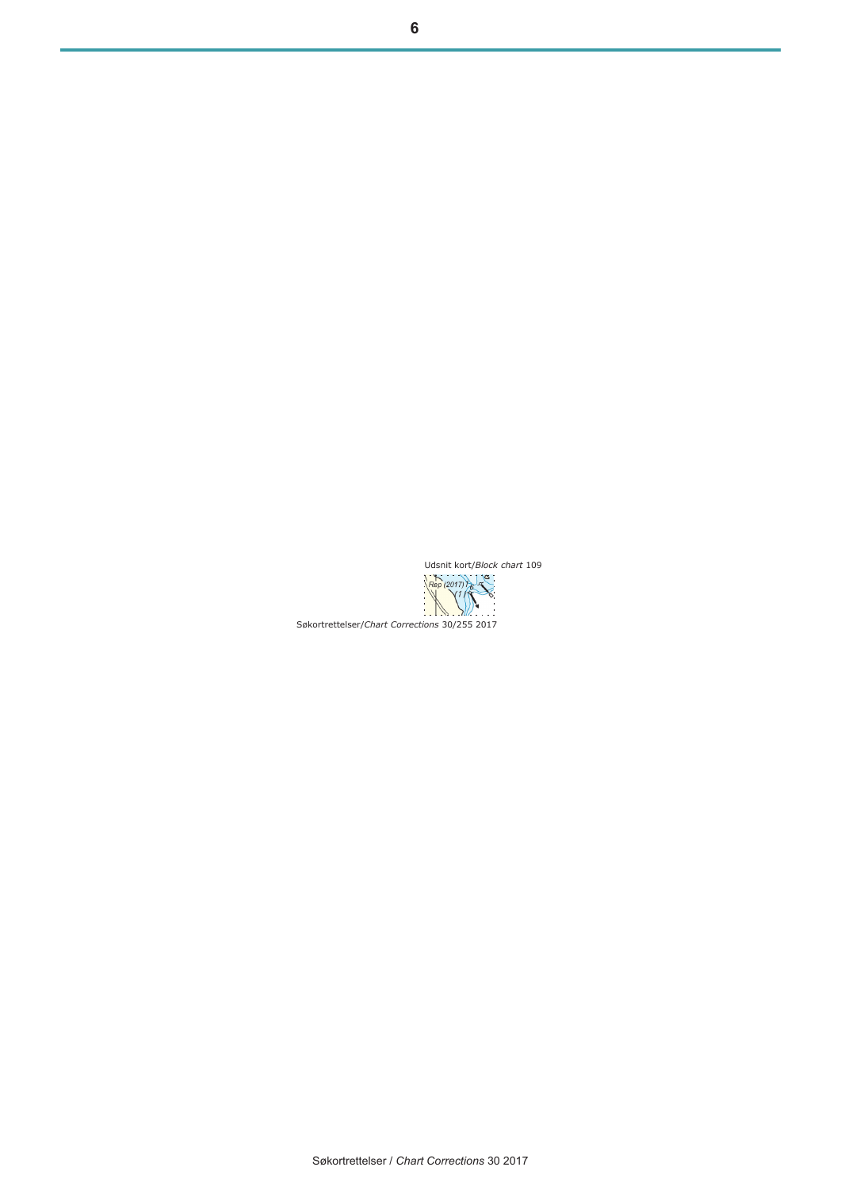Udsnit kort/*Block chart* 109

Søkortrettelser/*Chart Corrections* 30/255 2017